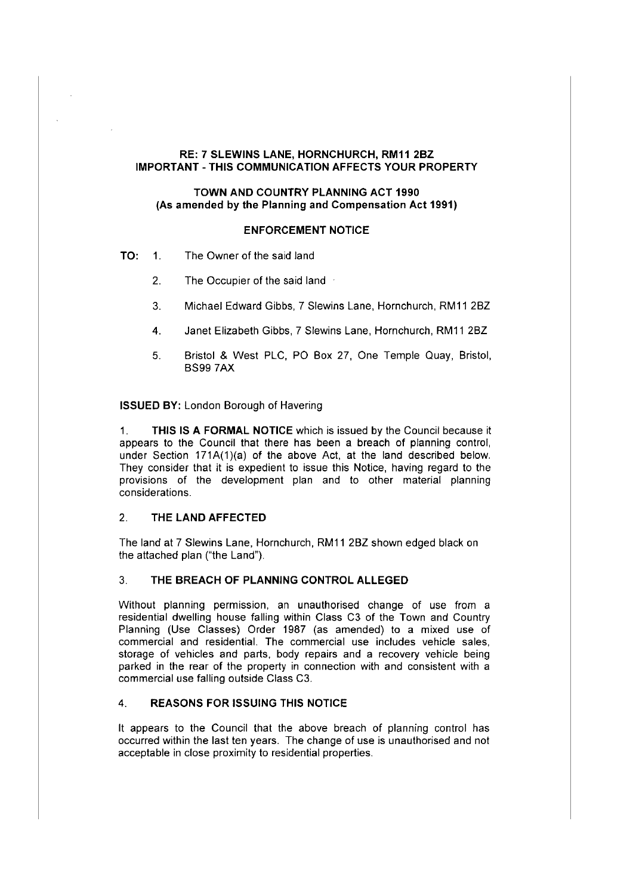**RE: 7 SLEWINS LANE, HORNCHURCH, RM11 2BZ**
**IMPORTANT - THIS COMMUNICATION AFFECTS YOUR PROPERTY**

**TOWN AND COUNTRY PLANNING ACT 1990**
**(As amended by the Planning and Compensation Act 1991)**

**ENFORCEMENT NOTICE**

**TO:**

1. The Owner of the said land
2. The Occupier of the said land
3. Michael Edward Gibbs, 7 Slewins Lane, Hornchurch, RM11 2BZ
4. Janet Elizabeth Gibbs, 7 Slewins Lane, Hornchurch, RM11 2BZ
5. Bristol & West PLC, PO Box 27, One Temple Quay, Bristol, BS99 7AX

**ISSUED BY:** London Borough of Havering

1. **THIS IS A FORMAL NOTICE** which is issued by the Council because it appears to the Council that there has been a breach of planning control, under Section 171A(1)(a) of the above Act, at the land described below. They consider that it is expedient to issue this Notice, having regard to the provisions of the development plan and to other material planning considerations.

## 2. THE LAND AFFECTED

The land at 7 Slewins Lane, Hornchurch, RM11 2BZ shown edged black on the attached plan ("the Land").

## 3. THE BREACH OF PLANNING CONTROL ALLEGED

Without planning permission, an unauthorised change of use from a residential dwelling house falling within Class C3 of the Town and Country Planning (Use Classes) Order 1987 (as amended) to a mixed use of commercial and residential. The commercial use includes vehicle sales, storage of vehicles and parts, body repairs and a recovery vehicle being parked in the rear of the property in connection with and consistent with a commercial use falling outside Class C3.

## 4. REASONS FOR ISSUING THIS NOTICE

It appears to the Council that the above breach of planning control has occurred within the last ten years. The change of use is unauthorised and not acceptable in close proximity to residential properties.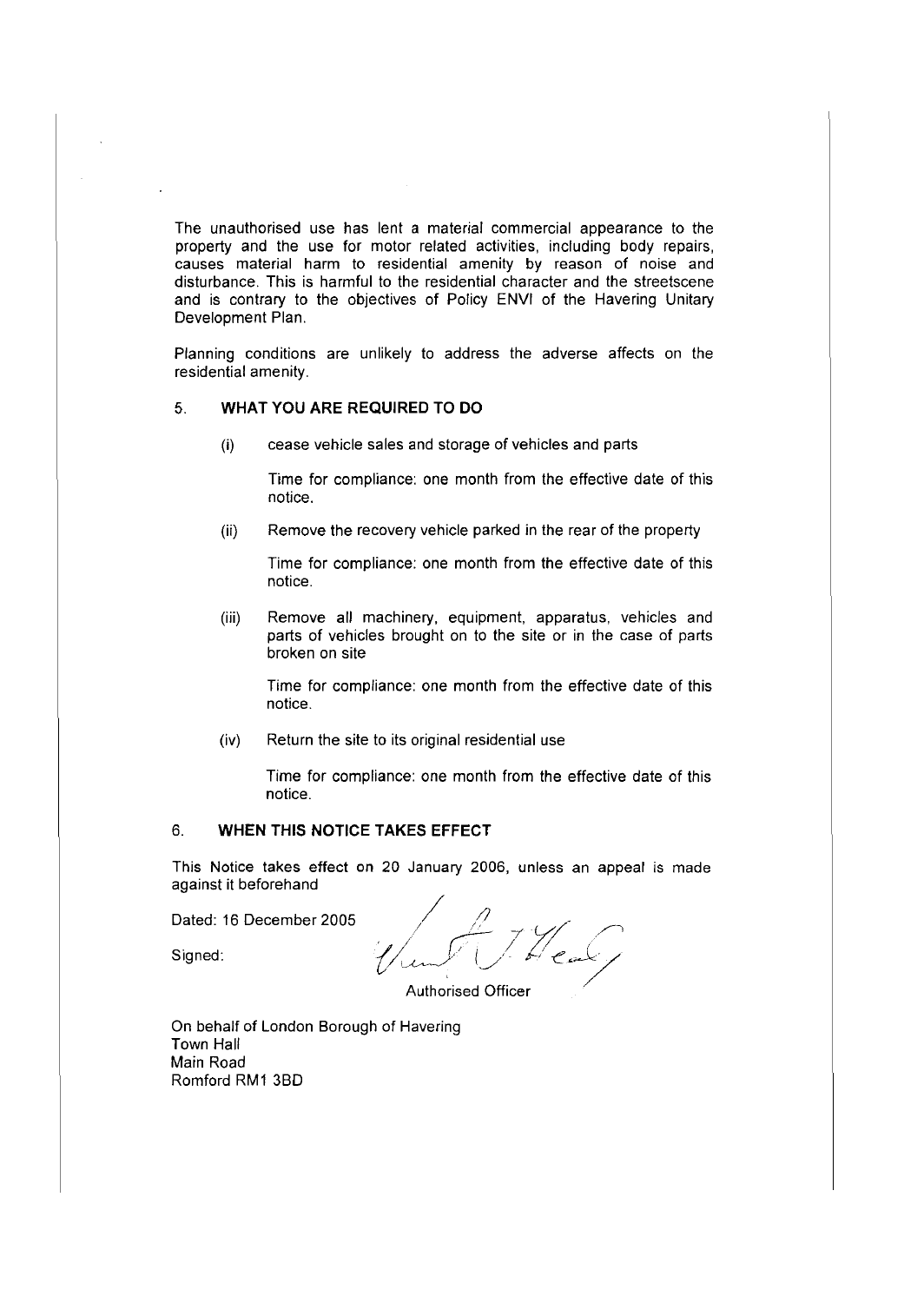The unauthorised use has lent a material commercial appearance to the property and the use for motor related activities, including body repairs, causes material harm to residential amenity by reason of noise and disturbance. This is harmful to the residential character and the streetscene and is contrary to the objectives of Policy ENVI of the Havering Unitary Development Plan.

Planning conditions are unlikely to address the adverse affects on the residential amenity.

## 5. WHAT YOU ARE REQUIRED TO DO

(i) cease vehicle sales and storage of vehicles and parts

Time for compliance: one month from the effective date of this notice.

(ii) Remove the recovery vehicle parked in the rear of the property

Time for compliance: one month from the effective date of this notice.

(iii) Remove all machinery, equipment, apparatus, vehicles and parts of vehicles brought on to the site or in the case of parts broken on site

Time for compliance: one month from the effective date of this notice.

(iv) Return the site to its original residential use

Time for compliance: one month from the effective date of this notice.

## 6. WHEN THIS NOTICE TAKES EFFECT

This Notice takes effect on 20 January 2006, unless an appeal is made against it beforehand

Dated: 16 December 2005

Signed:

Authorised Officer

On behalf of London Borough of Havering
Town Hall
Main Road
Romford RM1 3BD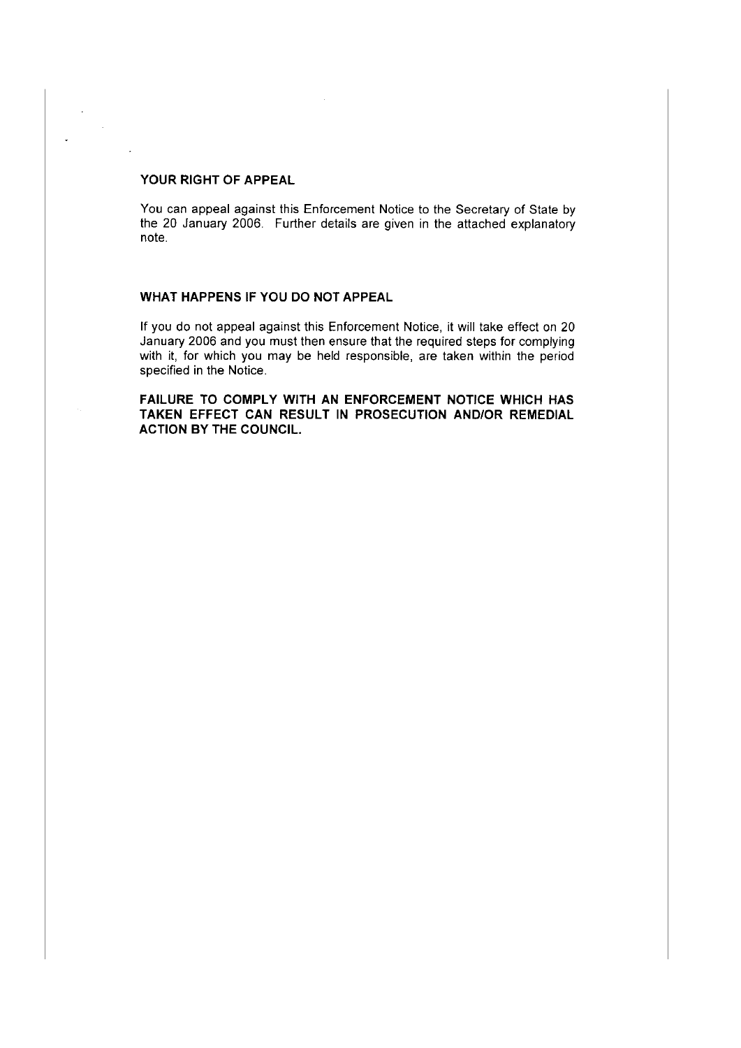## YOUR RIGHT OF APPEAL

You can appeal against this Enforcement Notice to the Secretary of State by the 20 January 2006. Further details are given in the attached explanatory note.

## WHAT HAPPENS IF YOU DO NOT APPEAL

If you do not appeal against this Enforcement Notice, it will take effect on 20 January 2006 and you must then ensure that the required steps for complying with it, for which you may be held responsible, are taken within the period specified in the Notice.

**FAILURE TO COMPLY WITH AN ENFORCEMENT NOTICE WHICH HAS TAKEN EFFECT CAN RESULT IN PROSECUTION AND/OR REMEDIAL ACTION BY THE COUNCIL.**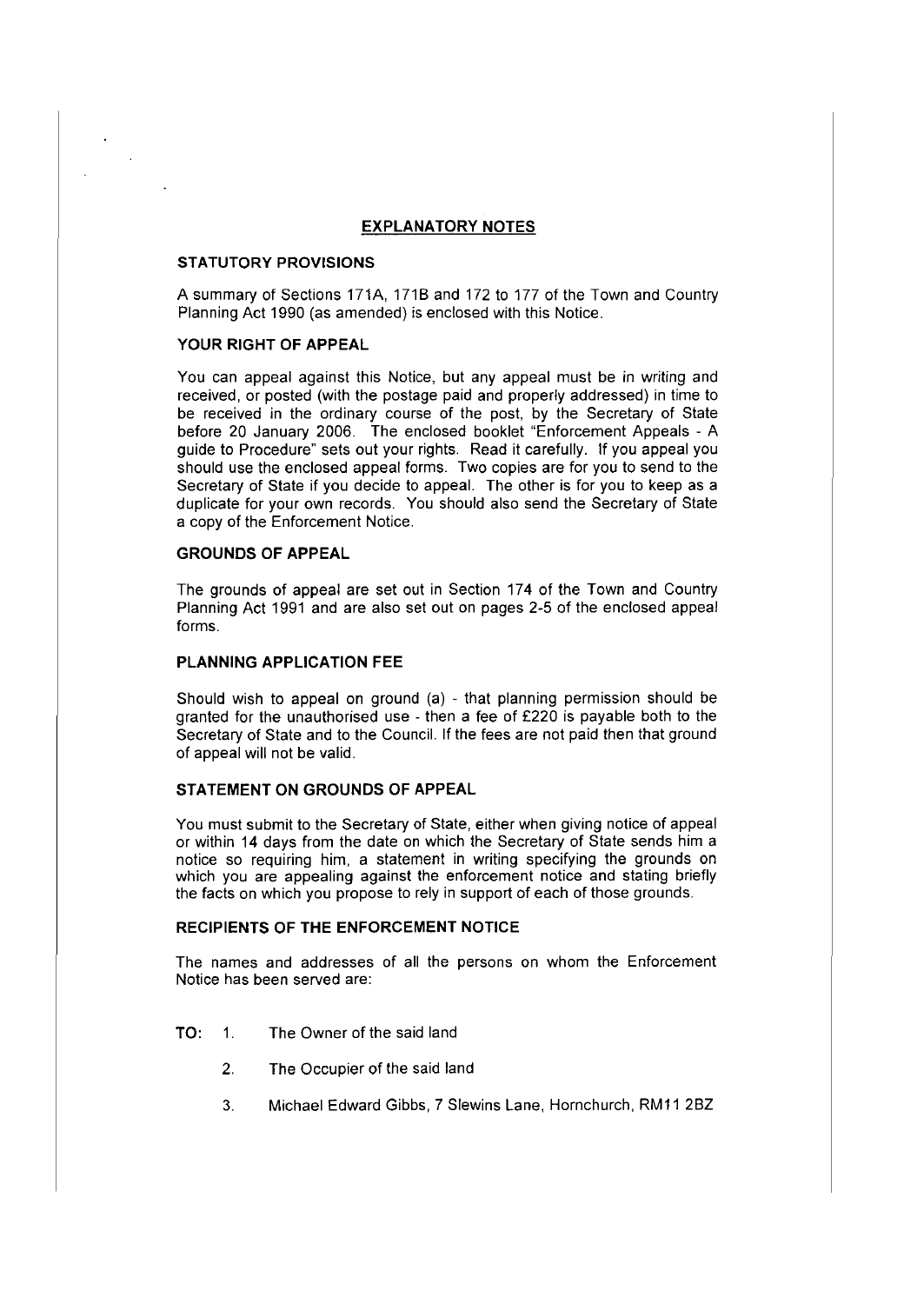## EXPLANATORY NOTES

### STATUTORY PROVISIONS

A summary of Sections 171A, 171B and 172 to 177 of the Town and Country Planning Act 1990 (as amended) is enclosed with this Notice.

### YOUR RIGHT OF APPEAL

You can appeal against this Notice, but any appeal must be in writing and received, or posted (with the postage paid and properly addressed) in time to be received in the ordinary course of the post, by the Secretary of State before 20 January 2006. The enclosed booklet "Enforcement Appeals - A guide to Procedure" sets out your rights. Read it carefully. If you appeal you should use the enclosed appeal forms. Two copies are for you to send to the Secretary of State if you decide to appeal. The other is for you to keep as a duplicate for your own records. You should also send the Secretary of State a copy of the Enforcement Notice.

### GROUNDS OF APPEAL

The grounds of appeal are set out in Section 174 of the Town and Country Planning Act 1991 and are also set out on pages 2-5 of the enclosed appeal forms.

### PLANNING APPLICATION FEE

Should wish to appeal on ground (a) - that planning permission should be granted for the unauthorised use - then a fee of £220 is payable both to the Secretary of State and to the Council. If the fees are not paid then that ground of appeal will not be valid.

### STATEMENT ON GROUNDS OF APPEAL

You must submit to the Secretary of State, either when giving notice of appeal or within 14 days from the date on which the Secretary of State sends him a notice so requiring him, a statement in writing specifying the grounds on which you are appealing against the enforcement notice and stating briefly the facts on which you propose to rely in support of each of those grounds.

### RECIPIENTS OF THE ENFORCEMENT NOTICE

The names and addresses of all the persons on whom the Enforcement Notice has been served are:

**TO:**

1. The Owner of the said land
2. The Occupier of the said land
3. Michael Edward Gibbs, 7 Slewins Lane, Hornchurch, RM11 2BZ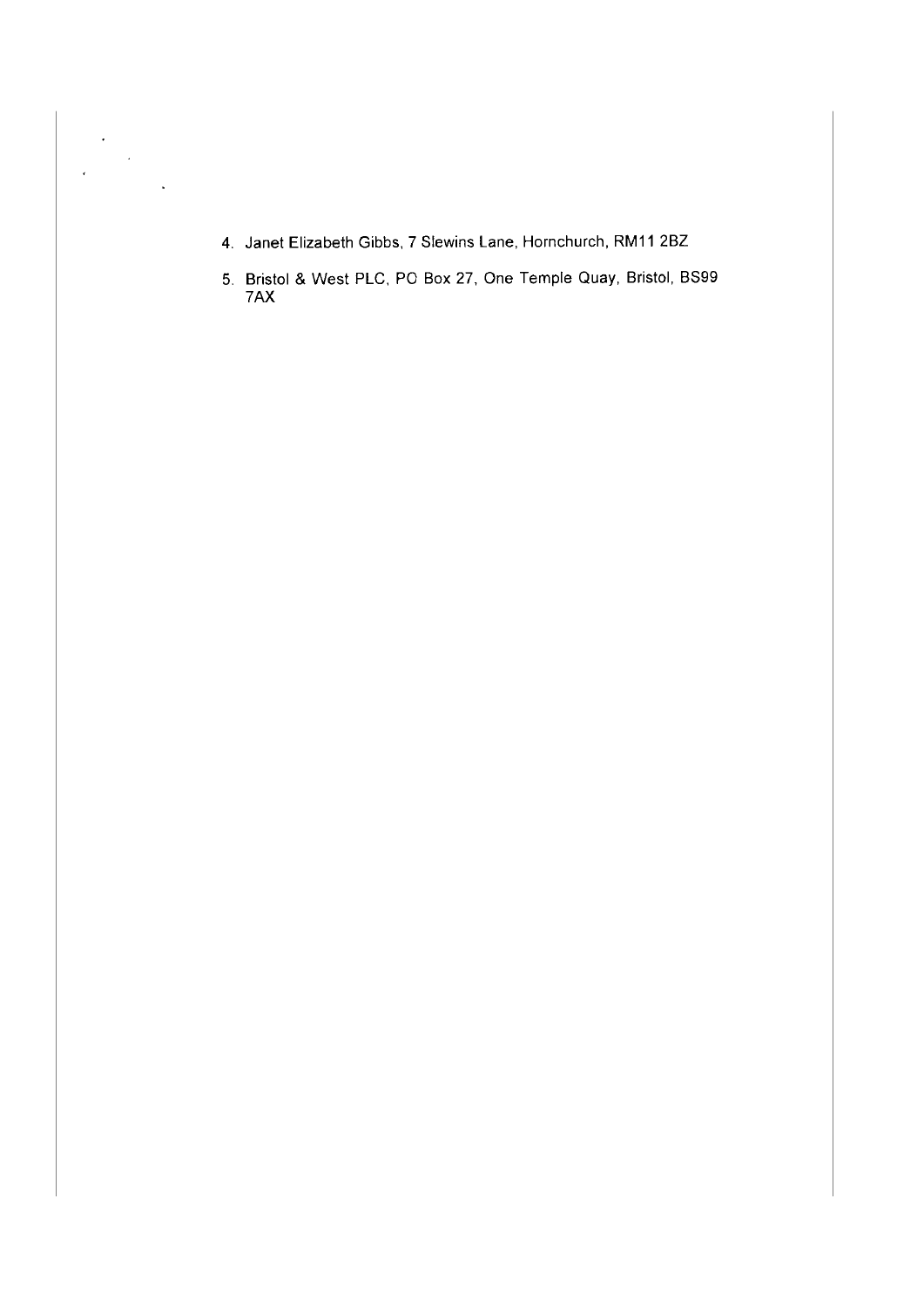4. Janet Elizabeth Gibbs, 7 Slewins Lane, Hornchurch, RM11 2BZ
5. Bristol & West PLC, PO Box 27, One Temple Quay, Bristol, BS99 7AX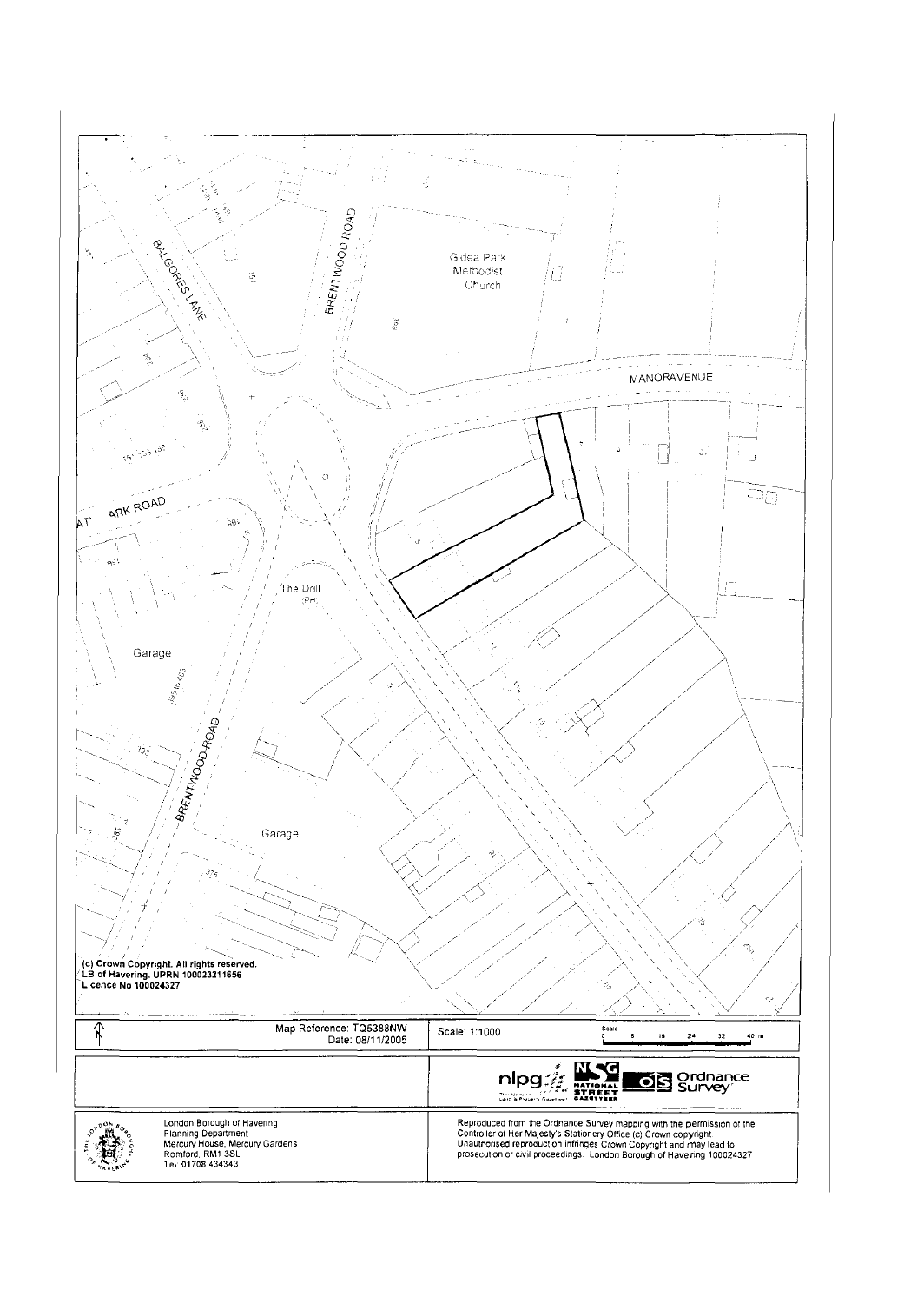BALGORES LANE

BRENTWOOD ROAD

Gidea Park Methodist Church

MANORAVENUE

ARK ROAD

The Drill (PH)

Garage

BRENTWOOD ROAD

Garage

(c) Crown Copyright. All rights reserved.
LB of Havering. UPRN 100023211656
Licence No 100024327

| | | |
|---|---|---|
| N | Map Reference: TQ5388NW<br>Date: 08/11/2005 | Scale: 1:1000<br>Scale 0 8 16 24 32 40 m |
| | | nlpg NSG NATIONAL STREET GAZETTEER Ordnance Survey |
| London Borough of Havering<br>Planning Department<br>Mercury House, Mercury Gardens<br>Romford, RM1 3SL<br>Tel: 01708 434343 | | Reproduced from the Ordnance Survey mapping with the permission of the Controller of Her Majesty's Stationery Office (c) Crown copyright. Unauthorised reproduction infringes Crown Copyright and may lead to prosecution or civil proceedings. London Borough of Havering 100024327 |